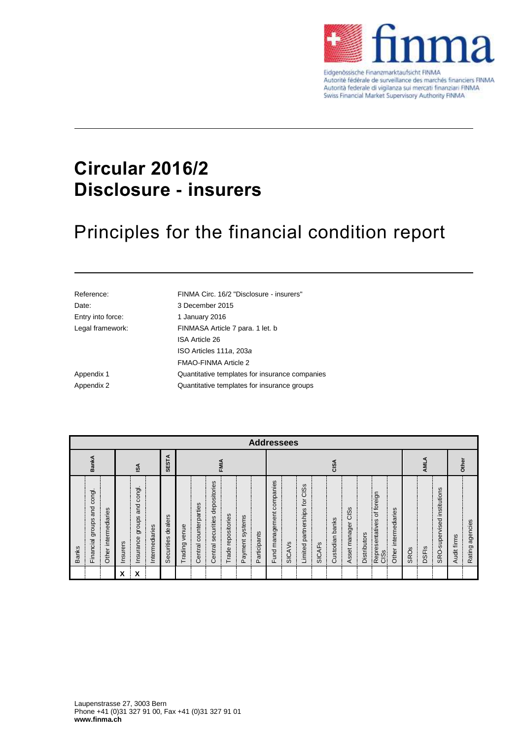Eidgenössische Finanzmarktaufsicht FINMA
Autorité fédérale de surveillance des marchés financiers FINMA
Autorità federale di vigilanza sui mercati finanziari FINMA
Swiss Financial Market Supervisory Authority FINMA

# Circular 2016/2
# Disclosure - insurers

## Principles for the financial condition report

| | |
|---|---|
| Reference: | FINMA Circ. 16/2 "Disclosure - insurers" |
| Date: | 3 December 2015 |
| Entry into force: | 1 January 2016 |
| Legal framework: | FINMASA Article 7 para. 1 let. b |
| | ISA Article 26 |
| | ISO Articles 111*a*, 203*a* |
| | FMAO-FINMA Article 2 |
| Appendix 1 | Quantitative templates for insurance companies |
| Appendix 2 | Quantitative templates for insurance groups |

| Addressees | | | | | | | | | | | | | | | | | | | | | | | | | | | |
|---|---|---|---|---|---|---|---|---|---|---|---|---|---|---|---|---|---|---|---|---|---|---|---|---|---|---|---|
| BankA | | | ISA | | | SESTA | FMIA | | | | | | CISA | | | | | | | | | AMLA | | | Other | |
| Banks | Financial groups and congl. | Other intermediaries | Insurers | Insurance groups and congl. | Intermediaries | Securities dealers | Trading venue | Central counterparties | Central securities depositories | Trade repositories | Payment systems | Participants | Fund management companies | SICAVs | Limited partnerships for CISs | SICAFs | Custodian banks | Asset manager CISs | Distributors | Representatives of foreign CISs | Other intermediaries | SROs | DSFIs | SRO-supervised institutions | Audit firms | Rating agencies |
| | | | X | X | | | | | | | | | | | | | | | | | | | | | | |

Laupenstrasse 27, 3003 Bern
Phone +41 (0)31 327 91 00, Fax +41 (0)31 327 91 01
**www.finma.ch**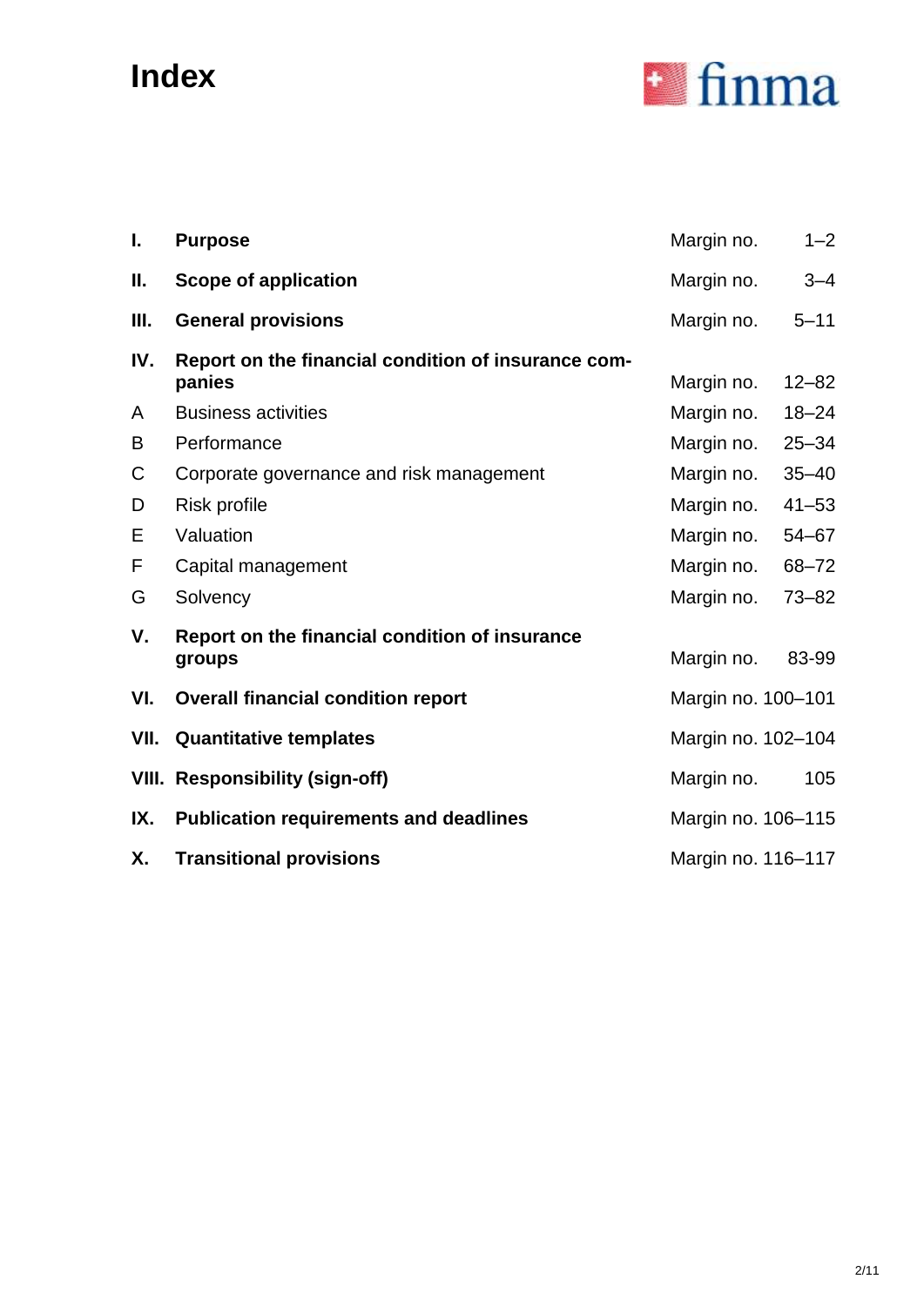# Index

| | | |
|---|---|---|
| **I.** | **Purpose** | Margin no. 1–2 |
| **II.** | **Scope of application** | Margin no. 3–4 |
| **III.** | **General provisions** | Margin no. 5–11 |
| **IV.** | **Report on the financial condition of insurance companies** | Margin no. 12–82 |
| A | Business activities | Margin no. 18–24 |
| B | Performance | Margin no. 25–34 |
| C | Corporate governance and risk management | Margin no. 35–40 |
| D | Risk profile | Margin no. 41–53 |
| E | Valuation | Margin no. 54–67 |
| F | Capital management | Margin no. 68–72 |
| G | Solvency | Margin no. 73–82 |
| **V.** | **Report on the financial condition of insurance groups** | Margin no. 83-99 |
| **VI.** | **Overall financial condition report** | Margin no. 100–101 |
| **VII.** | **Quantitative templates** | Margin no. 102–104 |
| **VIII.** | **Responsibility (sign-off)** | Margin no. 105 |
| **IX.** | **Publication requirements and deadlines** | Margin no. 106–115 |
| **X.** | **Transitional provisions** | Margin no. 116–117 |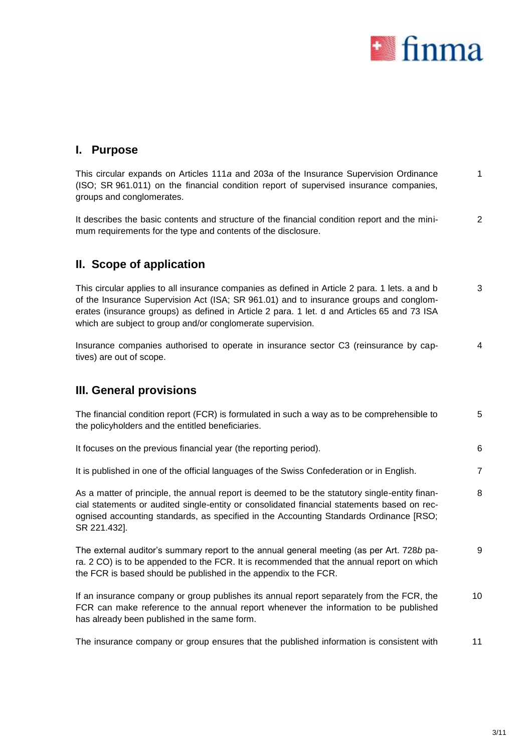## I. Purpose

This circular expands on Articles 111*a* and 203*a* of the Insurance Supervision Ordinance (ISO; SR 961.011) on the financial condition report of supervised insurance companies, groups and conglomerates. 1

It describes the basic contents and structure of the financial condition report and the minimum requirements for the type and contents of the disclosure. 2

## II. Scope of application

This circular applies to all insurance companies as defined in Article 2 para. 1 lets. a and b of the Insurance Supervision Act (ISA; SR 961.01) and to insurance groups and conglomerates (insurance groups) as defined in Article 2 para. 1 let. d and Articles 65 and 73 ISA which are subject to group and/or conglomerate supervision. 3

Insurance companies authorised to operate in insurance sector C3 (reinsurance by captives) are out of scope. 4

## III. General provisions

The financial condition report (FCR) is formulated in such a way as to be comprehensible to the policyholders and the entitled beneficiaries. 5

It focuses on the previous financial year (the reporting period). 6

It is published in one of the official languages of the Swiss Confederation or in English. 7

As a matter of principle, the annual report is deemed to be the statutory single-entity financial statements or audited single-entity or consolidated financial statements based on recognised accounting standards, as specified in the Accounting Standards Ordinance [RSO; SR 221.432]. 8

The external auditor's summary report to the annual general meeting (as per Art. 728*b* para. 2 CO) is to be appended to the FCR. It is recommended that the annual report on which the FCR is based should be published in the appendix to the FCR. 9

If an insurance company or group publishes its annual report separately from the FCR, the FCR can make reference to the annual report whenever the information to be published has already been published in the same form. 10

The insurance company or group ensures that the published information is consistent with 11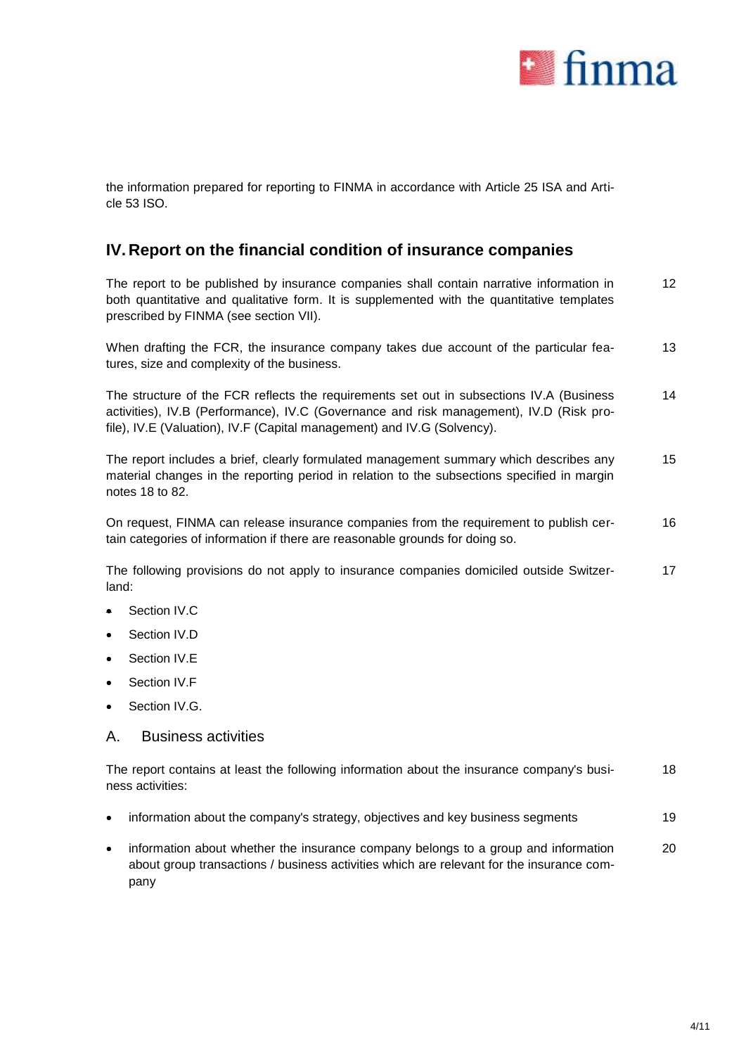the information prepared for reporting to FINMA in accordance with Article 25 ISA and Article 53 ISO.

## IV. Report on the financial condition of insurance companies

The report to be published by insurance companies shall contain narrative information in both quantitative and qualitative form. It is supplemented with the quantitative templates prescribed by FINMA (see section VII). 12

When drafting the FCR, the insurance company takes due account of the particular features, size and complexity of the business. 13

The structure of the FCR reflects the requirements set out in subsections IV.A (Business activities), IV.B (Performance), IV.C (Governance and risk management), IV.D (Risk profile), IV.E (Valuation), IV.F (Capital management) and IV.G (Solvency). 14

The report includes a brief, clearly formulated management summary which describes any material changes in the reporting period in relation to the subsections specified in margin notes 18 to 82. 15

On request, FINMA can release insurance companies from the requirement to publish certain categories of information if there are reasonable grounds for doing so. 16

The following provisions do not apply to insurance companies domiciled outside Switzerland: 17

- Section IV.C
- Section IV.D
- Section IV.E
- Section IV.F
- Section IV.G.

### A. Business activities

The report contains at least the following information about the insurance company's business activities: 18

- information about the company's strategy, objectives and key business segments 19
- information about whether the insurance company belongs to a group and information about group transactions / business activities which are relevant for the insurance company 20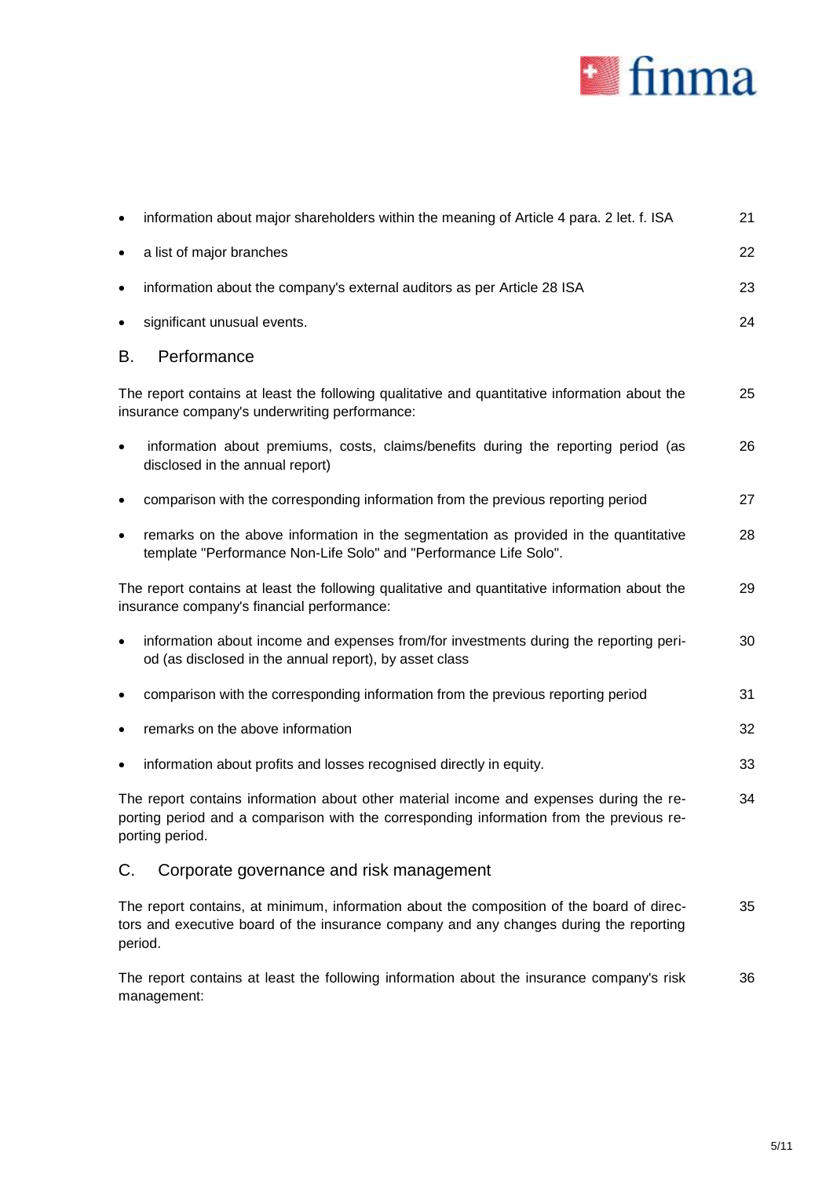- information about major shareholders within the meaning of Article 4 para. 2 let. f. ISA 21
- a list of major branches 22
- information about the company's external auditors as per Article 28 ISA 23
- significant unusual events. 24

## B. Performance

The report contains at least the following qualitative and quantitative information about the insurance company's underwriting performance: 25

- information about premiums, costs, claims/benefits during the reporting period (as disclosed in the annual report) 26
- comparison with the corresponding information from the previous reporting period 27
- remarks on the above information in the segmentation as provided in the quantitative template "Performance Non-Life Solo" and "Performance Life Solo". 28

The report contains at least the following qualitative and quantitative information about the insurance company's financial performance: 29

- information about income and expenses from/for investments during the reporting period (as disclosed in the annual report), by asset class 30
- comparison with the corresponding information from the previous reporting period 31
- remarks on the above information 32
- information about profits and losses recognised directly in equity. 33

The report contains information about other material income and expenses during the reporting period and a comparison with the corresponding information from the previous reporting period. 34

## C. Corporate governance and risk management

The report contains, at minimum, information about the composition of the board of directors and executive board of the insurance company and any changes during the reporting period. 35

The report contains at least the following information about the insurance company's risk management: 36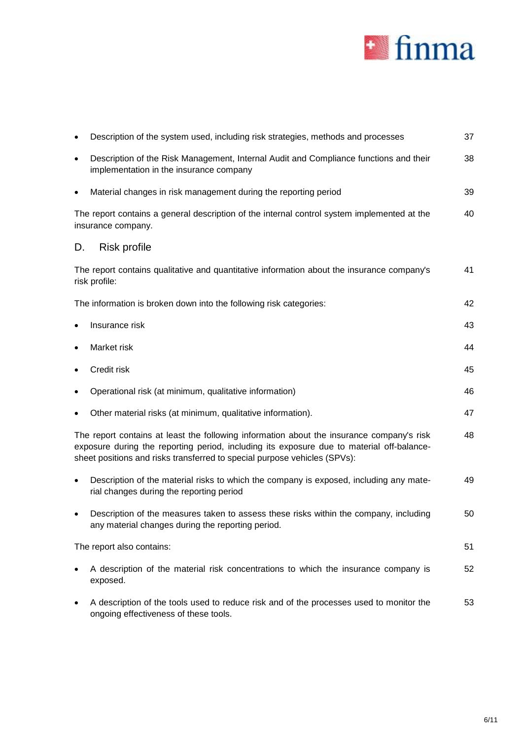- Description of the system used, including risk strategies, methods and processes 37
- Description of the Risk Management, Internal Audit and Compliance functions and their implementation in the insurance company 38
- Material changes in risk management during the reporting period 39

The report contains a general description of the internal control system implemented at the insurance company. 40

## D. Risk profile

The report contains qualitative and quantitative information about the insurance company's risk profile: 41

The information is broken down into the following risk categories: 42

- Insurance risk 43
- Market risk 44
- Credit risk 45
- Operational risk (at minimum, qualitative information) 46
- Other material risks (at minimum, qualitative information). 47

The report contains at least the following information about the insurance company's risk exposure during the reporting period, including its exposure due to material off-balance-sheet positions and risks transferred to special purpose vehicles (SPVs): 48

- Description of the material risks to which the company is exposed, including any material changes during the reporting period 49
- Description of the measures taken to assess these risks within the company, including any material changes during the reporting period. 50

The report also contains: 51

- A description of the material risk concentrations to which the insurance company is exposed. 52
- A description of the tools used to reduce risk and of the processes used to monitor the ongoing effectiveness of these tools. 53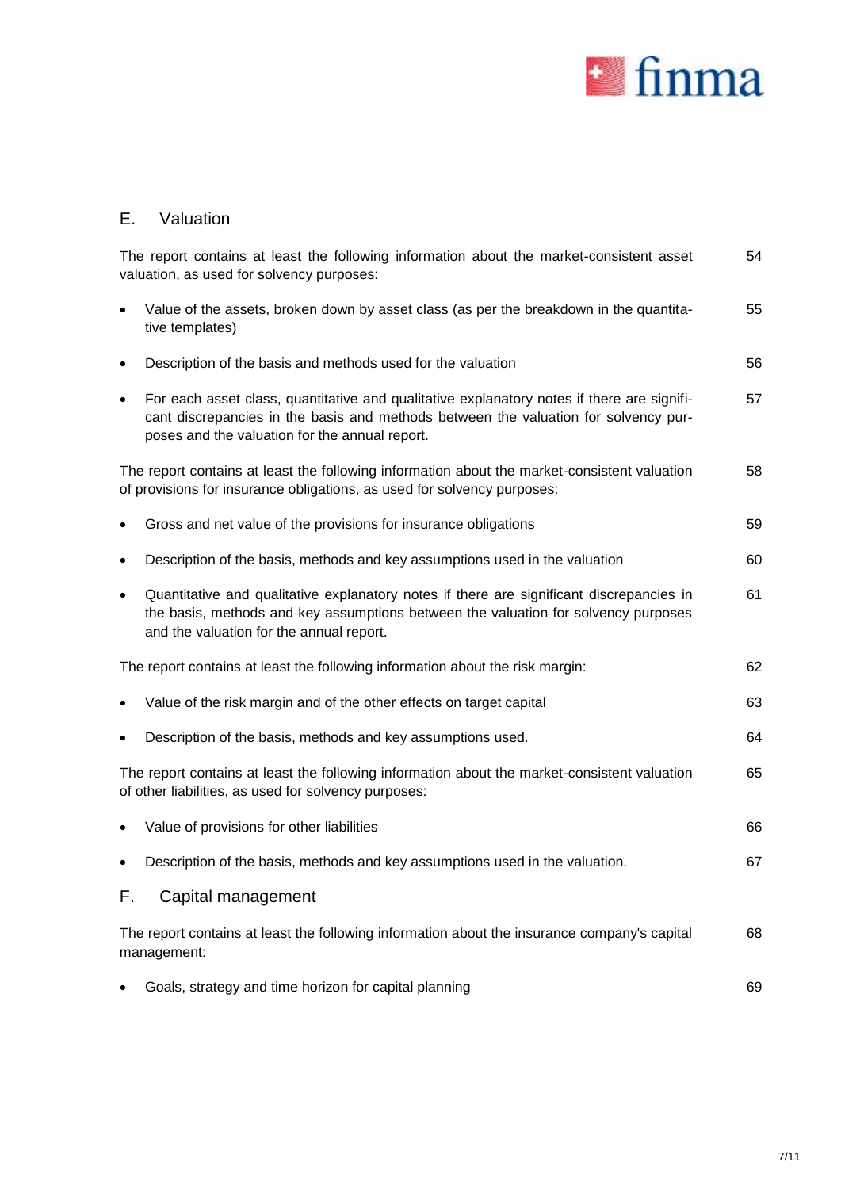## E. Valuation

The report contains at least the following information about the market-consistent asset valuation, as used for solvency purposes: 54

- Value of the assets, broken down by asset class (as per the breakdown in the quantitative templates) 55
- Description of the basis and methods used for the valuation 56
- For each asset class, quantitative and qualitative explanatory notes if there are significant discrepancies in the basis and methods between the valuation for solvency purposes and the valuation for the annual report. 57

The report contains at least the following information about the market-consistent valuation of provisions for insurance obligations, as used for solvency purposes: 58

- Gross and net value of the provisions for insurance obligations 59
- Description of the basis, methods and key assumptions used in the valuation 60
- Quantitative and qualitative explanatory notes if there are significant discrepancies in the basis, methods and key assumptions between the valuation for solvency purposes and the valuation for the annual report. 61

The report contains at least the following information about the risk margin: 62

- Value of the risk margin and of the other effects on target capital 63
- Description of the basis, methods and key assumptions used. 64

The report contains at least the following information about the market-consistent valuation of other liabilities, as used for solvency purposes: 65

- Value of provisions for other liabilities 66
- Description of the basis, methods and key assumptions used in the valuation. 67

## F. Capital management

The report contains at least the following information about the insurance company's capital management: 68

- Goals, strategy and time horizon for capital planning 69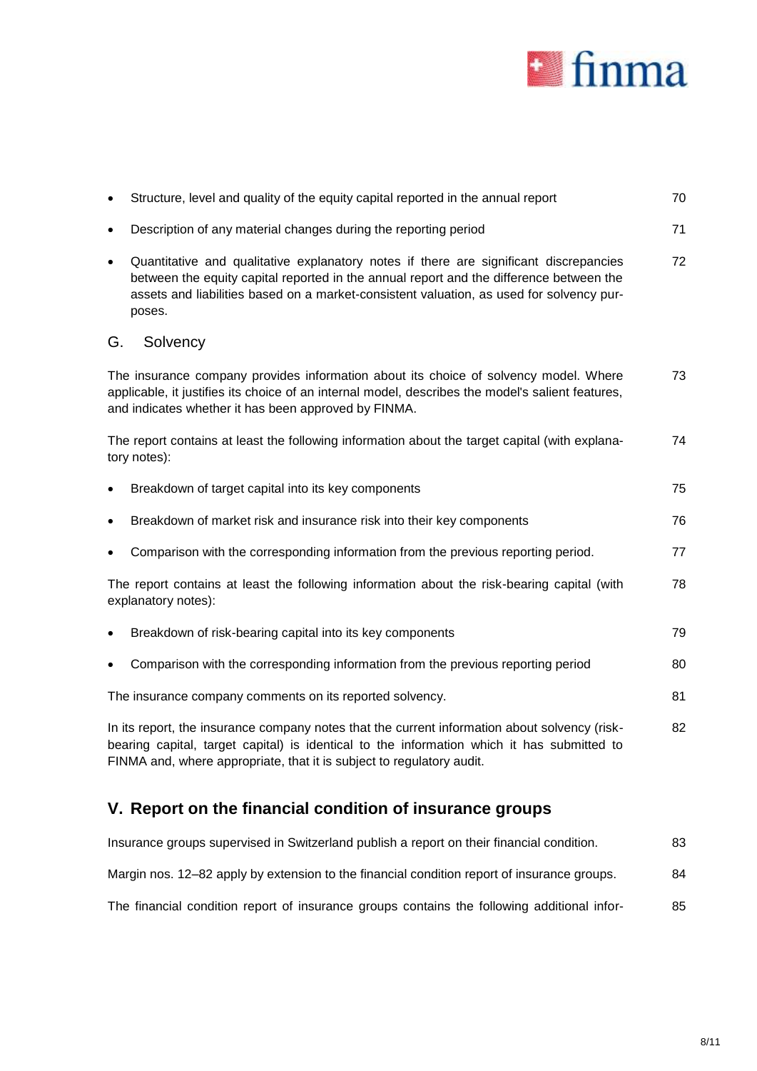- Structure, level and quality of the equity capital reported in the annual report 70
- Description of any material changes during the reporting period 71
- Quantitative and qualitative explanatory notes if there are significant discrepancies between the equity capital reported in the annual report and the difference between the assets and liabilities based on a market-consistent valuation, as used for solvency purposes. 72

## G. Solvency

The insurance company provides information about its choice of solvency model. Where applicable, it justifies its choice of an internal model, describes the model's salient features, and indicates whether it has been approved by FINMA. 73

The report contains at least the following information about the target capital (with explanatory notes): 74

- Breakdown of target capital into its key components 75
- Breakdown of market risk and insurance risk into their key components 76
- Comparison with the corresponding information from the previous reporting period. 77

The report contains at least the following information about the risk-bearing capital (with explanatory notes): 78

- Breakdown of risk-bearing capital into its key components 79
- Comparison with the corresponding information from the previous reporting period 80

The insurance company comments on its reported solvency. 81

In its report, the insurance company notes that the current information about solvency (risk-bearing capital, target capital) is identical to the information which it has submitted to FINMA and, where appropriate, that it is subject to regulatory audit. 82

# V. Report on the financial condition of insurance groups

Insurance groups supervised in Switzerland publish a report on their financial condition. 83

Margin nos. 12–82 apply by extension to the financial condition report of insurance groups. 84

The financial condition report of insurance groups contains the following additional infor- 85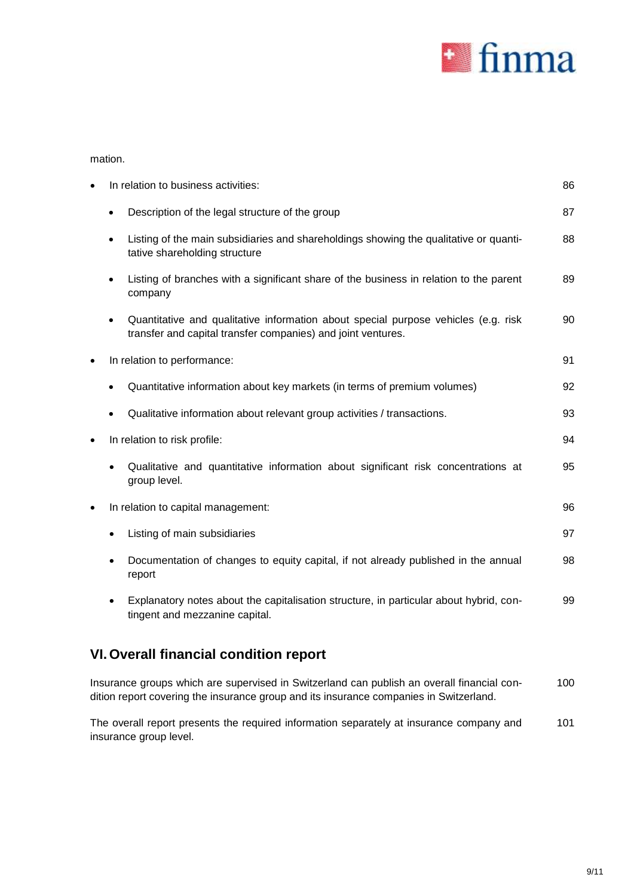mation.

- In relation to business activities: 86
  - Description of the legal structure of the group 87
  - Listing of the main subsidiaries and shareholdings showing the qualitative or quantitative shareholding structure 88
  - Listing of branches with a significant share of the business in relation to the parent company 89
  - Quantitative and qualitative information about special purpose vehicles (e.g. risk transfer and capital transfer companies) and joint ventures. 90
- In relation to performance: 91
  - Quantitative information about key markets (in terms of premium volumes) 92
  - Qualitative information about relevant group activities / transactions. 93
- In relation to risk profile: 94
  - Qualitative and quantitative information about significant risk concentrations at group level. 95
- In relation to capital management: 96
  - Listing of main subsidiaries 97
  - Documentation of changes to equity capital, if not already published in the annual report 98
  - Explanatory notes about the capitalisation structure, in particular about hybrid, contingent and mezzanine capital. 99

## VI. Overall financial condition report

Insurance groups which are supervised in Switzerland can publish an overall financial condition report covering the insurance group and its insurance companies in Switzerland. 100

The overall report presents the required information separately at insurance company and insurance group level. 101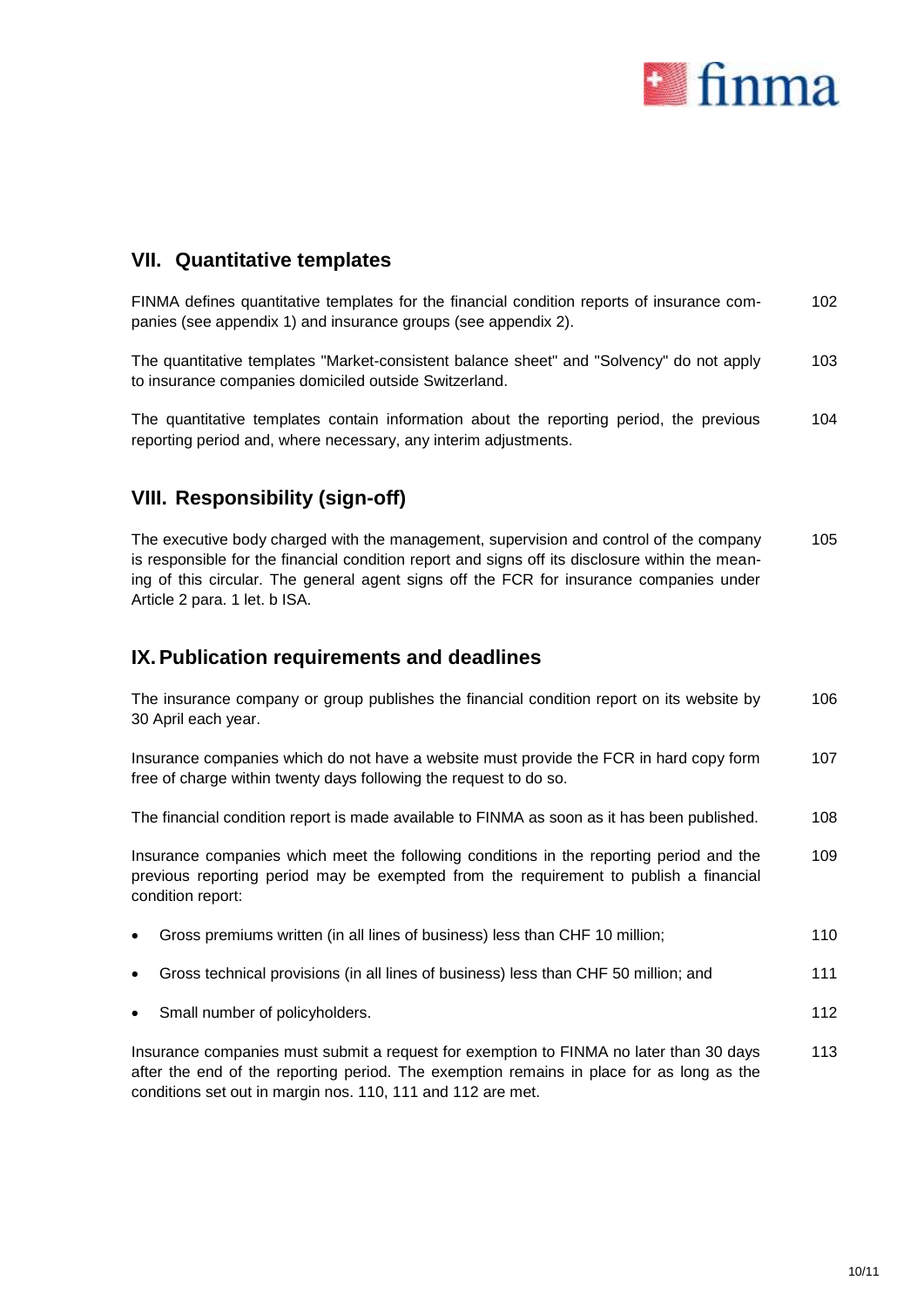## VII. Quantitative templates

FINMA defines quantitative templates for the financial condition reports of insurance companies (see appendix 1) and insurance groups (see appendix 2). 102

The quantitative templates "Market-consistent balance sheet" and "Solvency" do not apply to insurance companies domiciled outside Switzerland. 103

The quantitative templates contain information about the reporting period, the previous reporting period and, where necessary, any interim adjustments. 104

## VIII. Responsibility (sign-off)

The executive body charged with the management, supervision and control of the company is responsible for the financial condition report and signs off its disclosure within the meaning of this circular. The general agent signs off the FCR for insurance companies under Article 2 para. 1 let. b ISA. 105

## IX. Publication requirements and deadlines

The insurance company or group publishes the financial condition report on its website by 30 April each year. 106

Insurance companies which do not have a website must provide the FCR in hard copy form free of charge within twenty days following the request to do so. 107

The financial condition report is made available to FINMA as soon as it has been published. 108

Insurance companies which meet the following conditions in the reporting period and the previous reporting period may be exempted from the requirement to publish a financial condition report: 109

- Gross premiums written (in all lines of business) less than CHF 10 million; 110
- Gross technical provisions (in all lines of business) less than CHF 50 million; and 111
- Small number of policyholders. 112

Insurance companies must submit a request for exemption to FINMA no later than 30 days after the end of the reporting period. The exemption remains in place for as long as the conditions set out in margin nos. 110, 111 and 112 are met. 113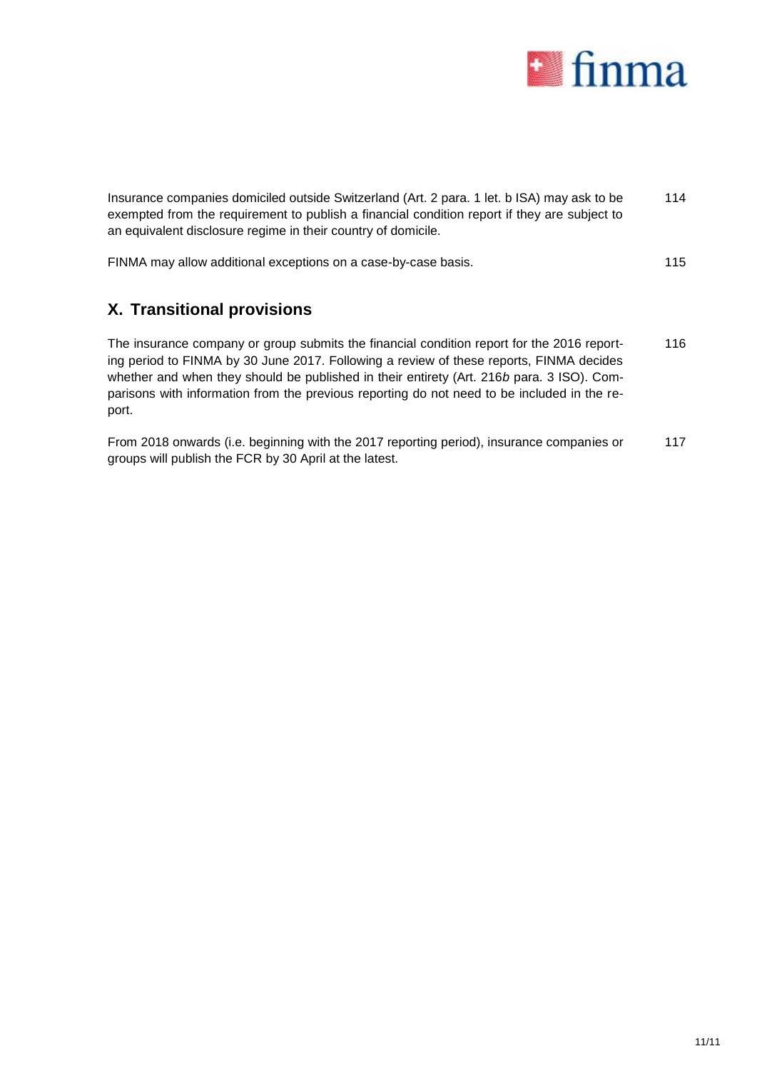Insurance companies domiciled outside Switzerland (Art. 2 para. 1 let. b ISA) may ask to be exempted from the requirement to publish a financial condition report if they are subject to an equivalent disclosure regime in their country of domicile. 114

FINMA may allow additional exceptions on a case-by-case basis. 115

## X. Transitional provisions

The insurance company or group submits the financial condition report for the 2016 reporting period to FINMA by 30 June 2017. Following a review of these reports, FINMA decides whether and when they should be published in their entirety (Art. 216*b* para. 3 ISO). Comparisons with information from the previous reporting do not need to be included in the report. 116

From 2018 onwards (i.e. beginning with the 2017 reporting period), insurance companies or groups will publish the FCR by 30 April at the latest. 117